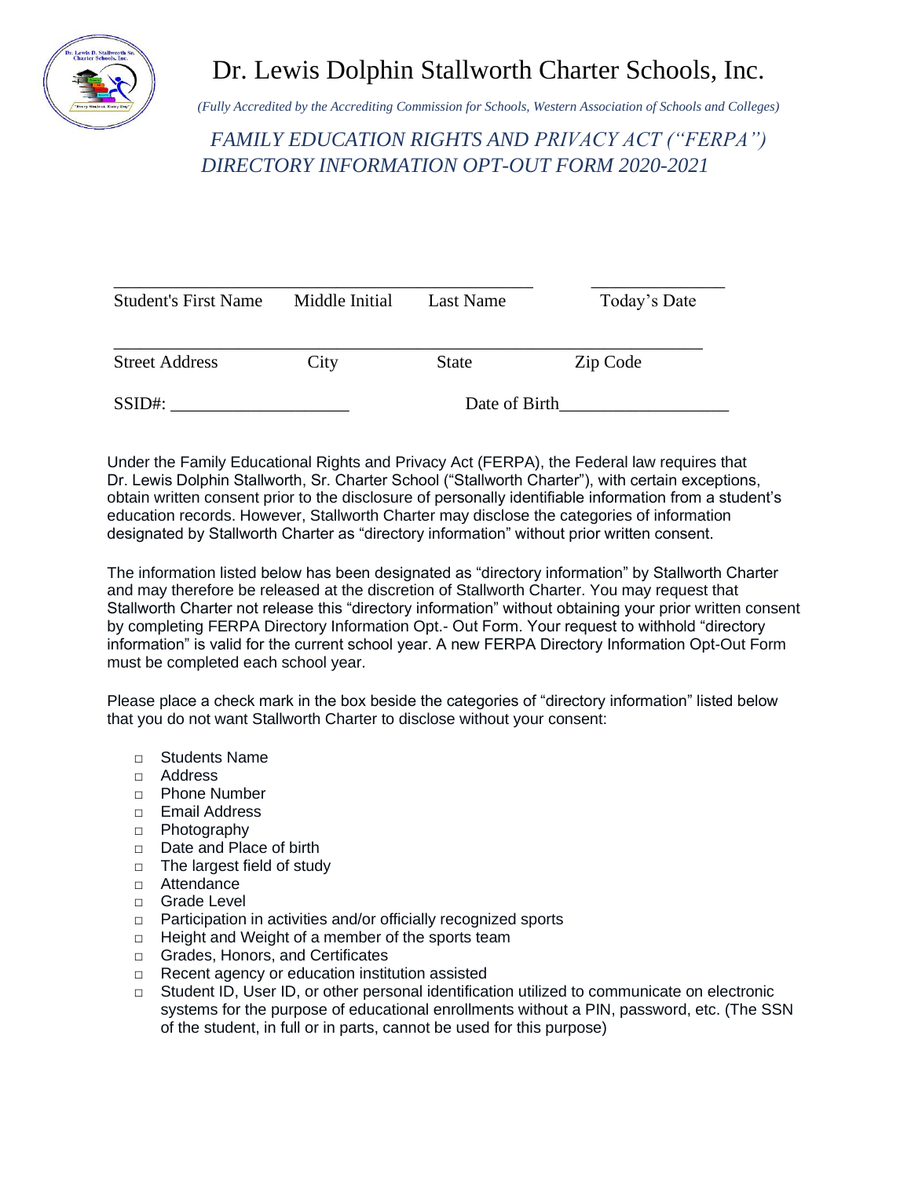# Dr. Lewis Dolphin Stallworth Charter Schools, Inc.

*(Fully Accredited by the Accrediting Commission for Schools, Western Association of Schools and Colleges)*

## *FAMILY EDUCATION RIGHTS AND PRIVACY ACT ("FERPA") DIRECTORY INFORMATION OPT-OUT FORM 2020-2021*

_______________________________________________ _______________

Student's First Name Middle Initial Last Name Today's Date

_________________________________________________________________

Street Address City State Zip Code

SSID#: ____________________ Date of Birth___________________

Under the Family Educational Rights and Privacy Act (FERPA), the Federal law requires that Dr. Lewis Dolphin Stallworth, Sr. Charter School ("Stallworth Charter"), with certain exceptions, obtain written consent prior to the disclosure of personally identifiable information from a student's education records. However, Stallworth Charter may disclose the categories of information designated by Stallworth Charter as "directory information" without prior written consent.

The information listed below has been designated as "directory information" by Stallworth Charter and may therefore be released at the discretion of Stallworth Charter. You may request that Stallworth Charter not release this "directory information" without obtaining your prior written consent by completing FERPA Directory Information Opt.- Out Form. Your request to withhold "directory information" is valid for the current school year. A new FERPA Directory Information Opt-Out Form must be completed each school year.

Please place a check mark in the box beside the categories of "directory information" listed below that you do not want Stallworth Charter to disclose without your consent:

- ☐ Students Name
- ☐ Address
- ☐ Phone Number
- ☐ Email Address
- ☐ Photography
- ☐ Date and Place of birth
- ☐ The largest field of study
- ☐ Attendance
- ☐ Grade Level
- ☐ Participation in activities and/or officially recognized sports
- ☐ Height and Weight of a member of the sports team
- ☐ Grades, Honors, and Certificates
- ☐ Recent agency or education institution assisted
- ☐ Student ID, User ID, or other personal identification utilized to communicate on electronic systems for the purpose of educational enrollments without a PIN, password, etc. (The SSN of the student, in full or in parts, cannot be used for this purpose)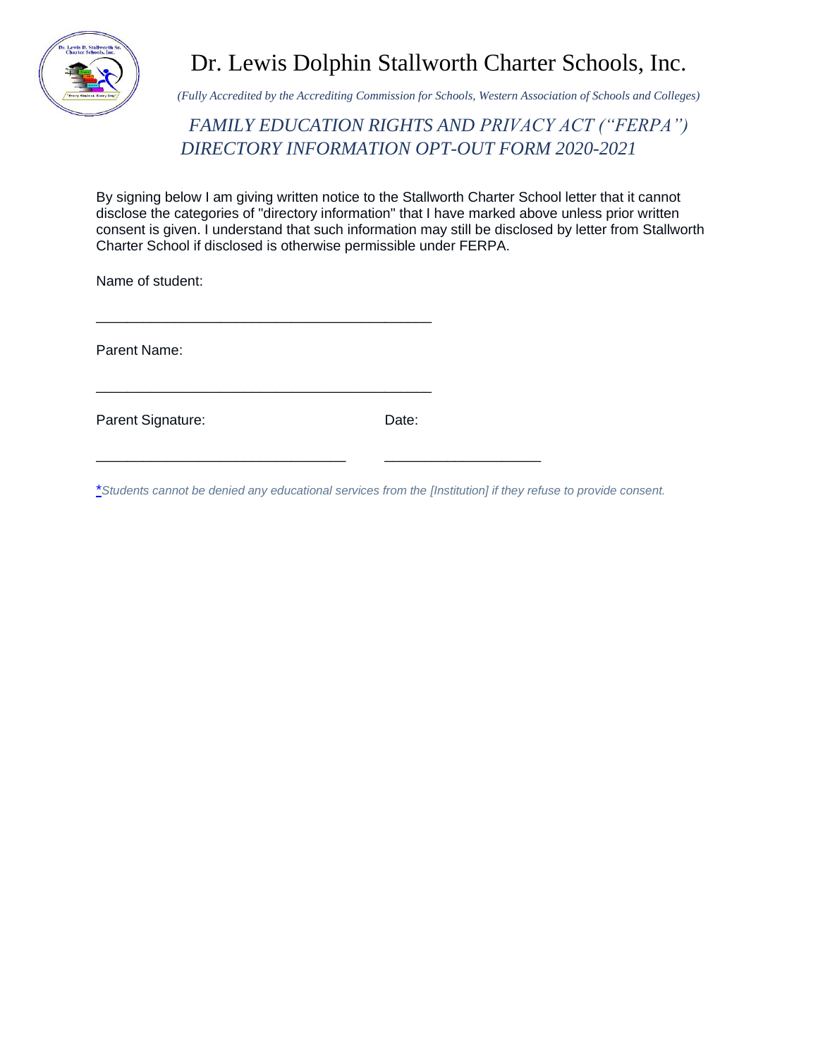# Dr. Lewis Dolphin Stallworth Charter Schools, Inc.

*(Fully Accredited by the Accrediting Commission for Schools, Western Association of Schools and Colleges)*

## *FAMILY EDUCATION RIGHTS AND PRIVACY ACT ("FERPA") DIRECTORY INFORMATION OPT-OUT FORM 2020-2021*

By signing below I am giving written notice to the Stallworth Charter School letter that it cannot disclose the categories of "directory information" that I have marked above unless prior written consent is given. I understand that such information may still be disclosed by letter from Stallworth Charter School if disclosed is otherwise permissible under FERPA.

Name of student:

\_\_\_\_\_\_\_\_\_\_\_\_\_\_\_\_\_\_\_\_\_\_\_\_\_\_\_\_\_\_\_\_\_\_\_\_\_\_\_\_\_\_\_

Parent Name:

\_\_\_\_\_\_\_\_\_\_\_\_\_\_\_\_\_\_\_\_\_\_\_\_\_\_\_\_\_\_\_\_\_\_\_\_\_\_\_\_\_\_\_

Parent Signature: Date:

\_\_\_\_\_\_\_\_\_\_\_\_\_\_\_\_\_\_\_\_\_\_\_\_\_\_\_\_\_\_\_\_ \_\_\_\_\_\_\_\_\_\_\_\_\_\_\_\_\_\_\_\_

*\*Students cannot be denied any educational services from the [Institution] if they refuse to provide consent.*